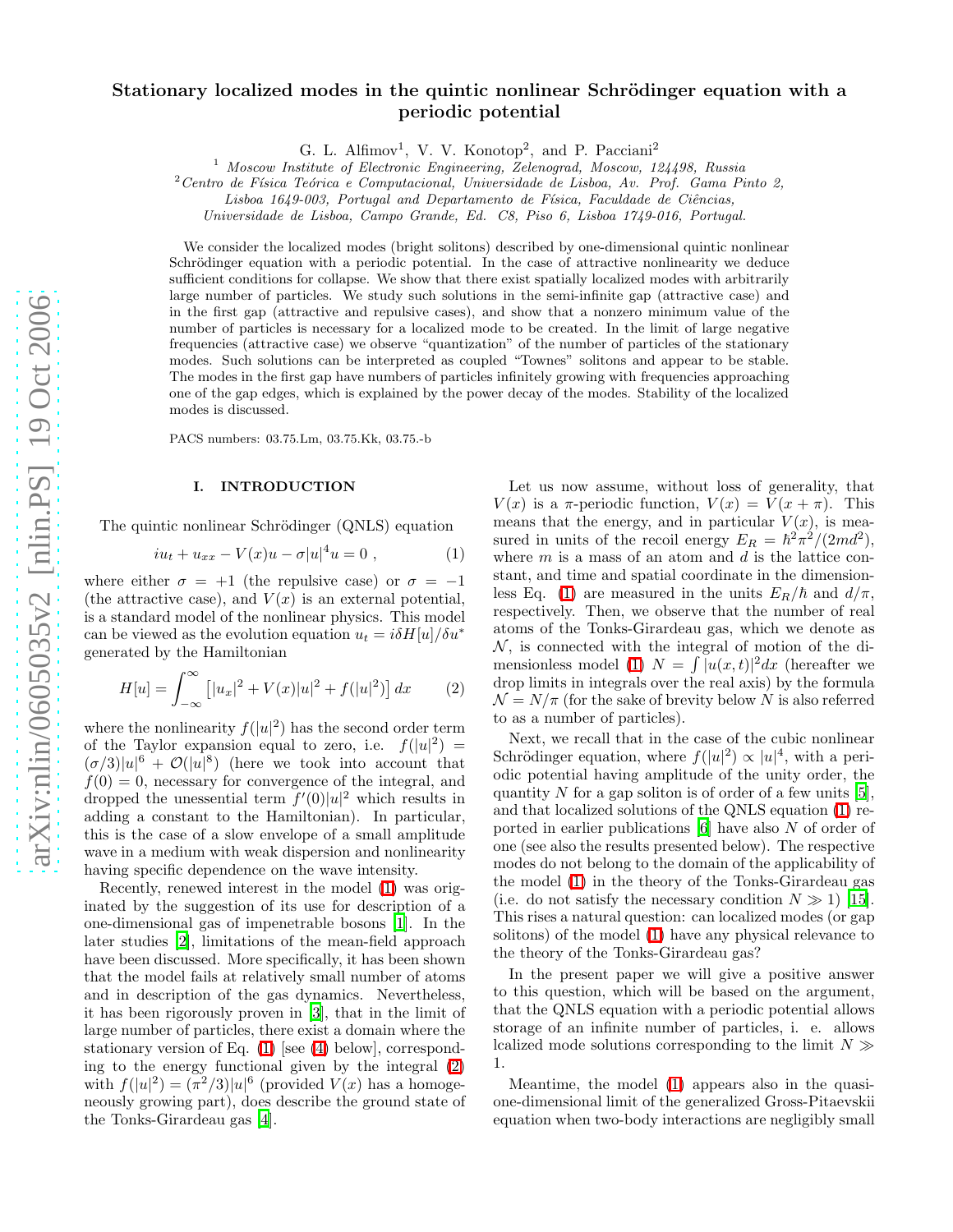# Stationary localized modes in the quintic nonlinear Schrödinger equation with a periodic potential

G. L. Alfimov[1], V. V. Konotop[2], and P. Pacciani[2]

[1] *Moscow Institute of Electronic Engineering, Zelenograd, Moscow, 124498, Russia*

[2] *Centro de Física Teórica e Computacional, Universidade de Lisboa, Av. Prof. Gama Pinto 2, Lisboa 1649-003, Portugal and Departamento de Física, Faculdade de Ciências, Universidade de Lisboa, Campo Grande, Ed. C8, Piso 6, Lisboa 1749-016, Portugal.*

We consider the localized modes (bright solitons) described by one-dimensional quintic nonlinear Schrödinger equation with a periodic potential. In the case of attractive nonlinearity we deduce sufficient conditions for collapse. We show that there exist spatially localized modes with arbitrarily large number of particles. We study such solutions in the semi-infinite gap (attractive case) and in the first gap (attractive and repulsive cases), and show that a nonzero minimum value of the number of particles is necessary for a localized mode to be created. In the limit of large negative frequencies (attractive case) we observe "quantization" of the number of particles of the stationary modes. Such solutions can be interpreted as coupled "Townes" solitons and appear to be stable. The modes in the first gap have numbers of particles infinitely growing with frequencies approaching one of the gap edges, which is explained by the power decay of the modes. Stability of the localized modes is discussed.

PACS numbers: 03.75.Lm, 03.75.Kk, 03.75.-b

## I. INTRODUCTION

The quintic nonlinear Schrödinger (QNLS) equation

$$iu_t + u_{xx} - V(x)u - \sigma|u|^4 u = 0 \ , \qquad (1)$$

where either $\sigma = +1$ (the repulsive case) or $\sigma = -1$ (the attractive case), and $V(x)$ is an external potential, is a standard model of the nonlinear physics. This model can be viewed as the evolution equation $u_t = i\delta H[u]/\delta u^*$ generated by the Hamiltonian

$$H[u] = \int_{-\infty}^{\infty} \left[|u_x|^2 + V(x)|u|^2 + f(|u|^2)\right] dx \qquad (2)$$

where the nonlinearity $f(|u|^2)$ has the second order term of the Taylor expansion equal to zero, i.e. $f(|u|^2) = (\sigma/3)|u|^6 + \mathcal{O}(|u|^8)$ (here we took into account that $f(0) = 0$, necessary for convergence of the integral, and dropped the unessential term $f'(0)|u|^2$ which results in adding a constant to the Hamiltonian). In particular, this is the case of a slow envelope of a small amplitude wave in a medium with weak dispersion and nonlinearity having specific dependence on the wave intensity.

Recently, renewed interest in the model (1) was originated by the suggestion of its use for description of a one-dimensional gas of impenetrable bosons [1]. In the later studies [2], limitations of the mean-field approach have been discussed. More specifically, it has been shown that the model fails at relatively small number of atoms and in description of the gas dynamics. Nevertheless, it has been rigorously proven in [3], that in the limit of large number of particles, there exist a domain where the stationary version of Eq. (1) [see (4) below], corresponding to the energy functional given by the integral (2) with $f(|u|^2) = (\pi^2/3)|u|^6$ (provided $V(x)$ has a homogeneously growing part), does describe the ground state of the Tonks-Girardeau gas [4].

Let us now assume, without loss of generality, that $V(x)$ is a $\pi$-periodic function, $V(x) = V(x + \pi)$. This means that the energy, and in particular $V(x)$, is measured in units of the recoil energy $E_R = \hbar^2\pi^2/(2md^2)$, where $m$ is a mass of an atom and $d$ is the lattice constant, and time and spatial coordinate in the dimensionless Eq. (1) are measured in the units $E_R/\hbar$ and $d/\pi$, respectively. Then, we observe that the number of real atoms of the Tonks-Girardeau gas, which we denote as $\mathcal{N}$, is connected with the integral of motion of the dimensionless model (1) $N = \int |u(x,t)|^2 dx$ (hereafter we drop limits in integrals over the real axis) by the formula $\mathcal{N} = N/\pi$ (for the sake of brevity below $N$ is also referred to as a number of particles).

Next, we recall that in the case of the cubic nonlinear Schrödinger equation, where $f(|u|^2) \propto |u|^4$, with a periodic potential having amplitude of the unity order, the quantity $N$ for a gap soliton is of order of a few units [5], and that localized solutions of the QNLS equation (1) reported in earlier publications [6] have also $N$ of order of one (see also the results presented below). The respective modes do not belong to the domain of the applicability of the model (1) in the theory of the Tonks-Girardeau gas (i.e. do not satisfy the necessary condition $N \gg 1$) [15]. This rises a natural question: can localized modes (or gap solitons) of the model (1) have any physical relevance to the theory of the Tonks-Girardeau gas?

In the present paper we will give a positive answer to this question, which will be based on the argument, that the QNLS equation with a periodic potential allows storage of an infinite number of particles, i. e. allows lcalized mode solutions corresponding to the limit $N \gg 1$.

Meantime, the model (1) appears also in the quasi-one-dimensional limit of the generalized Gross-Pitaevskii equation when two-body interactions are negligibly small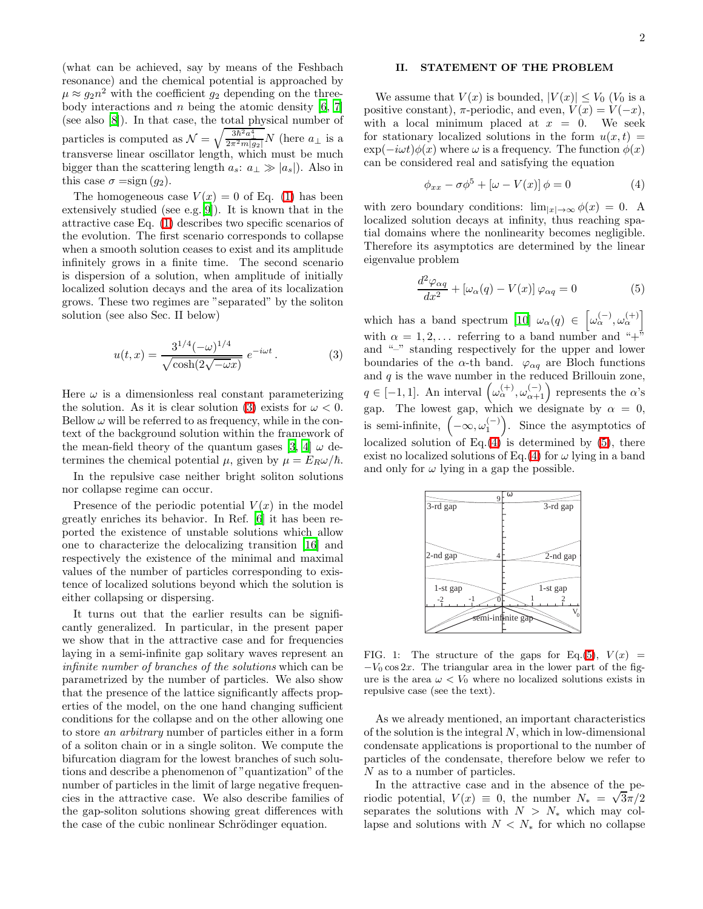(what can be achieved, say by means of the Feshbach resonance) and the chemical potential is approached by $\mu \approx g_2 n^2$ with the coefficient $g_2$ depending on the three-body interactions and $n$ being the atomic density [6, 7] (see also [8]). In that case, the total physical number of particles is computed as $\mathcal{N} = \sqrt{\frac{3\hbar^2 a_\perp^4}{2\pi^2 m|g_2|}} N$ (here $a_\perp$ is a transverse linear oscillator length, which must be much bigger than the scattering length $a_s$: $a_\perp \gg |a_s|$). Also in this case $\sigma = \text{sign}(g_2)$.

The homogeneous case $V(x) = 0$ of Eq. (1) has been extensively studied (see e.g. [9]). It is known that in the attractive case Eq. (1) describes two specific scenarios of the evolution. The first scenario corresponds to collapse when a smooth solution ceases to exist and its amplitude infinitely grows in a finite time. The second scenario is dispersion of a solution, when amplitude of initially localized solution decays and the area of its localization grows. These two regimes are "separated" by the soliton solution (see also Sec. II below)

$$u(t,x) = \frac{3^{1/4}(-\omega)^{1/4}}{\sqrt{\cosh(2\sqrt{-\omega}x)}}\, e^{-i\omega t}\,. \tag{3}$$

Here $\omega$ is a dimensionless real constant parameterizing the solution. As it is clear solution (3) exists for $\omega < 0$. Bellow $\omega$ will be referred to as frequency, while in the context of the background solution within the framework of the mean-field theory of the quantum gases [3, 4] $\omega$ determines the chemical potential $\mu$, given by $\mu = E_R\omega/\hbar$.

In the repulsive case neither bright soliton solutions nor collapse regime can occur.

Presence of the periodic potential $V(x)$ in the model greatly enriches its behavior. In Ref. [6] it has been reported the existence of unstable solutions which allow one to characterize the delocalizing transition [16] and respectively the existence of the minimal and maximal values of the number of particles corresponding to existence of localized solutions beyond which the solution is either collapsing or dispersing.

It turns out that the earlier results can be significantly generalized. In particular, in the present paper we show that in the attractive case and for frequencies laying in a semi-infinite gap solitary waves represent an *infinite number of branches of the solutions* which can be parametrized by the number of particles. We also show that the presence of the lattice significantly affects properties of the model, on the one hand changing sufficient conditions for the collapse and on the other allowing one to store *an arbitrary* number of particles either in a form of a soliton chain or in a single soliton. We compute the bifurcation diagram for the lowest branches of such solutions and describe a phenomenon of "quantization" of the number of particles in the limit of large negative frequencies in the attractive case. We also describe families of the gap-soliton solutions showing great differences with the case of the cubic nonlinear Schrödinger equation.

## II. STATEMENT OF THE PROBLEM

We assume that $V(x)$ is bounded, $|V(x)| \leq V_0$ ($V_0$ is a positive constant), $\pi$-periodic, and even, $V(x) = V(-x)$, with a local minimum placed at $x = 0$. We seek for stationary localized solutions in the form $u(x,t) = \exp(-i\omega t)\phi(x)$ where $\omega$ is a frequency. The function $\phi(x)$ can be considered real and satisfying the equation

$$\phi_{xx} - \sigma\phi^5 + [\omega - V(x)]\,\phi = 0 \tag{4}$$

with zero boundary conditions: $\lim_{|x|\to\infty} \phi(x) = 0$. A localized solution decays at infinity, thus reaching spatial domains where the nonlinearity becomes negligible. Therefore its asymptotics are determined by the linear eigenvalue problem

$$\frac{d^2\varphi_{\alpha q}}{dx^2} + [\omega_\alpha(q) - V(x)]\,\varphi_{\alpha q} = 0 \tag{5}$$

which has a band spectrum [10] $\omega_\alpha(q) \in \left[\omega_\alpha^{(-)}, \omega_\alpha^{(+)}\right]$ with $\alpha = 1, 2, \ldots$ referring to a band number and "+" and "–" standing respectively for the upper and lower boundaries of the $\alpha$-th band. $\varphi_{\alpha q}$ are Bloch functions and $q$ is the wave number in the reduced Brillouin zone, $q \in [-1, 1]$. An interval $\left(\omega_\alpha^{(+)}, \omega_{\alpha+1}^{(-)}\right)$ represents the $\alpha$'s gap. The lowest gap, which we designate by $\alpha = 0$, is semi-infinite, $\left(-\infty, \omega_1^{(-)}\right)$. Since the asymptotics of localized solution of Eq.(4) is determined by (5), there exist no localized solutions of Eq.(4) for $\omega$ lying in a band and only for $\omega$ lying in a gap the possible.

FIG. 1: The structure of the gaps for Eq.(5), $V(x) = -V_0\cos 2x$. The triangular area in the lower part of the figure is the area $\omega < V_0$ where no localized solutions exists in repulsive case (see the text).

As we already mentioned, an important characteristics of the solution is the integral $N$, which in low-dimensional condensate applications is proportional to the number of particles of the condensate, therefore below we refer to $N$ as to a number of particles.

In the attractive case and in the absence of the periodic potential, $V(x) \equiv 0$, the number $N_* = \sqrt{3}\pi/2$ separates the solutions with $N > N_*$ which may collapse and solutions with $N < N_*$ for which no collapse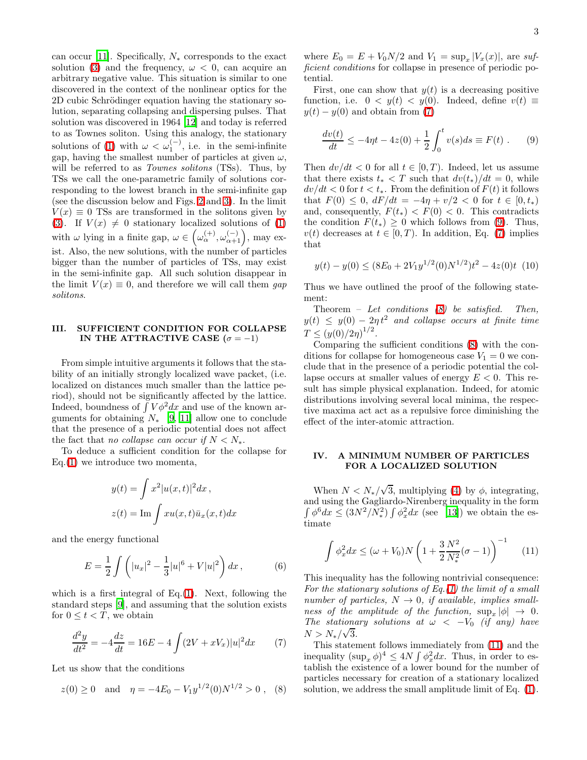can occur [11]. Specifically, $N_*$ corresponds to the exact solution (3) and the frequency, $\omega < 0$, can acquire an arbitrary negative value. This situation is similar to one discovered in the context of the nonlinear optics for the 2D cubic Schrödinger equation having the stationary solution, separating collapsing and dispersing pulses. That solution was discovered in 1964 [12] and today is referred to as Townes soliton. Using this analogy, the stationary solutions of (1) with $\omega < \omega_1^{(-)}$, i.e. in the semi-infinite gap, having the smallest number of particles at given $\omega$, will be referred to as *Townes solitons* (TSs). Thus, by TSs we call the one-parametric family of solutions corresponding to the lowest branch in the semi-infinite gap (see the discussion below and Figs. 2 and 3). In the limit $V(x) \equiv 0$ TSs are transformed in the solitons given by (3). If $V(x) \neq 0$ stationary localized solutions of (1) with $\omega$ lying in a finite gap, $\omega \in \left(\omega_\alpha^{(+)}, \omega_{\alpha+1}^{(-)}\right)$, may exist. Also, the new solutions, with the number of particles bigger than the number of particles of TSs, may exist in the semi-infinite gap. All such solution disappear in the limit $V(x) \equiv 0$, and therefore we will call them *gap solitons*.

## III. SUFFICIENT CONDITION FOR COLLAPSE IN THE ATTRACTIVE CASE ($\sigma = -1$)

From simple intuitive arguments it follows that the stability of an initially strongly localized wave packet, (i.e. localized on distances much smaller than the lattice period), should not be significantly affected by the lattice. Indeed, boundness of $\int V\phi^2 dx$ and use of the known arguments for obtaining $N_*$ [9, 11] allow one to conclude that the presence of a periodic potential does not affect the fact that *no collapse can occur if* $N < N_*$.

To deduce a sufficient condition for the collapse for Eq.(1) we introduce two momenta,

$$y(t) = \int x^2 |u(x,t)|^2 dx\,,$$

$$z(t) = \mathrm{Im} \int x u(x,t) \bar{u}_x(x,t) dx$$

and the energy functional

$$E = \frac{1}{2} \int \left( |u_x|^2 - \frac{1}{3}|u|^6 + V|u|^2 \right) dx\,, \qquad (6)$$

which is a first integral of Eq.(1). Next, following the standard steps [9], and assuming that the solution exists for $0 \le t < T$, we obtain

$$\frac{d^2 y}{dt^2} = -4\frac{dz}{dt} = 16E - 4\int (2V + xV_x)|u|^2 dx \qquad (7)$$

Let us show that the conditions

$$z(0) \ge 0 \quad \text{and} \quad \eta = -4E_0 - V_1 y^{1/2}(0) N^{1/2} > 0\,, \quad (8)$$

where $E_0 = E + V_0 N/2$ and $V_1 = \sup_x |V_x(x)|$, are *sufficient conditions* for collapse in presence of periodic potential.

First, one can show that $y(t)$ is a decreasing positive function, i.e. $0 < y(t) < y(0)$. Indeed, define $v(t) \equiv y(t) - y(0)$ and obtain from (7)

$$\frac{dv(t)}{dt} \le -4\eta t - 4z(0) + \frac{1}{2}\int_0^t v(s) ds \equiv F(t)\,. \qquad (9)$$

Then $dv/dt < 0$ for all $t \in [0, T)$. Indeed, let us assume that there exists $t_* < T$ such that $dv(t_*)/dt = 0$, while $dv/dt < 0$ for $t < t_*$. From the definition of $F(t)$ it follows that $F(0) \le 0$, $dF/dt = -4\eta + v/2 < 0$ for $t \in [0, t_*)$ and, consequently, $F(t_*) < F(0) < 0$. This contradicts the condition $F(t_*) \ge 0$ which follows from (9). Thus, $v(t)$ decreases at $t \in [0, T)$. In addition, Eq. (7) implies that

$$y(t) - y(0) \le (8E_0 + 2V_1 y^{1/2}(0) N^{1/2}) t^2 - 4z(0) t \quad (10)$$

Thus we have outlined the proof of the following statement:

Theorem – *Let conditions (8) be satisfied. Then,* $y(t) \le y(0) - 2\eta t^2$ *and collapse occurs at finite time* $T \le (y(0)/2\eta)^{1/2}$.

Comparing the sufficient conditions (8) with the conditions for collapse for homogeneous case $V_1 = 0$ we conclude that in the presence of a periodic potential the collapse occurs at smaller values of energy $E < 0$. This result has simple physical explanation. Indeed, for atomic distributions involving several local minima, the respective maxima act act as a repulsive force diminishing the effect of the inter-atomic attraction.

## IV. A MINIMUM NUMBER OF PARTICLES FOR A LOCALIZED SOLUTION

When $N < N_*/\sqrt{3}$, multiplying (4) by $\phi$, integrating, and using the Gagliardo-Nirenberg inequality in the form $\int \phi^6 dx \le (3N^2/N_*^2) \int \phi_x^2 dx$ (see [13]) we obtain the estimate

$$\int \phi_x^2 dx \le (\omega + V_0) N \left( 1 + \frac{3}{2}\frac{N^2}{N_*^2}(\sigma - 1) \right)^{-1} \qquad (11)$$

This inequality has the following nontrivial consequence: *For the stationary solutions of Eq.(1) the limit of a small number of particles,* $N \to 0$*, if available, implies smallness of the amplitude of the function,* $\sup_x |\phi| \to 0$*. The stationary solutions at* $\omega < -V_0$ *(if any) have* $N > N_*/\sqrt{3}$.

This statement follows immediately from (11) and the inequality $(\sup_x \phi)^4 \le 4N \int \phi_x^2 dx$. Thus, in order to establish the existence of a lower bound for the number of particles necessary for creation of a stationary localized solution, we address the small amplitude limit of Eq. (1).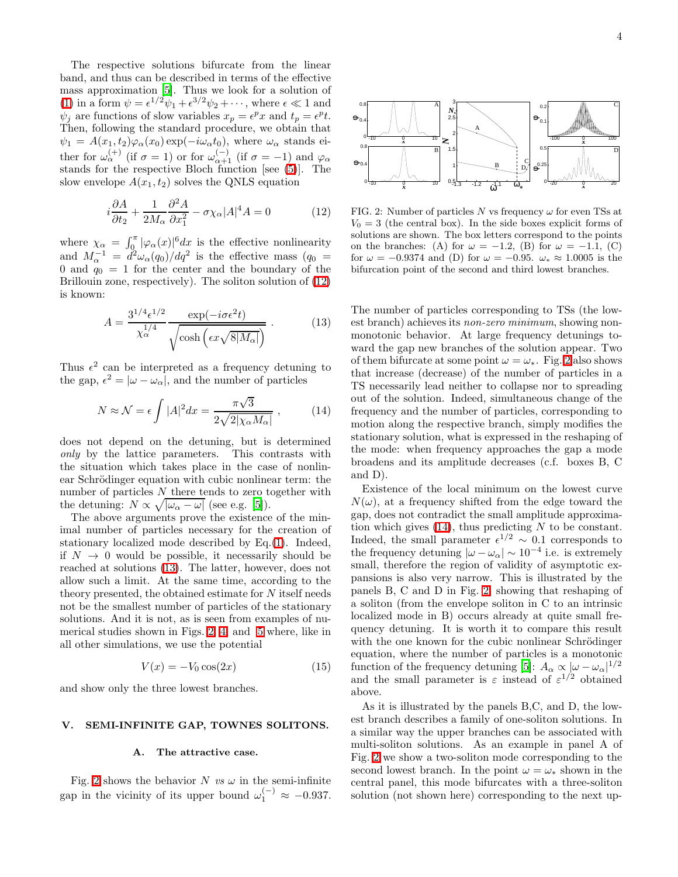The respective solutions bifurcate from the linear band, and thus can be described in terms of the effective mass approximation [5]. Thus we look for a solution of (1) in a form $\psi = \epsilon^{1/2}\psi_1 + \epsilon^{3/2}\psi_2 + \cdots$, where $\epsilon \ll 1$ and $\psi_j$ are functions of slow variables $x_p = \epsilon^p x$ and $t_p = \epsilon^p t$. Then, following the standard procedure, we obtain that $\psi_1 = A(x_1, t_2)\varphi_\alpha(x_0)\exp(-i\omega_\alpha t_0)$, where $\omega_\alpha$ stands either for $\omega_\alpha^{(+)}$ (if $\sigma = 1$) or for $\omega_{\alpha+1}^{(-)}$ (if $\sigma = -1$) and $\varphi_\alpha$ stands for the respective Bloch function [see (5)]. The slow envelope $A(x_1, t_2)$ solves the QNLS equation

$$i\frac{\partial A}{\partial t_2} + \frac{1}{2M_\alpha}\frac{\partial^2 A}{\partial x_1^2} - \sigma\chi_\alpha |A|^4 A = 0 \qquad (12)$$

where $\chi_\alpha = \int_0^\pi |\varphi_\alpha(x)|^6 dx$ is the effective nonlinearity and $M_\alpha^{-1} = d^2\omega_\alpha(q_0)/dq^2$ is the effective mass ($q_0 = 0$ and $q_0 = 1$ for the center and the boundary of the Brillouin zone, respectively). The soliton solution of (12) is known:

$$A = \frac{3^{1/4}\epsilon^{1/2}}{\chi_\alpha^{1/4}} \frac{\exp(-i\sigma\epsilon^2 t)}{\sqrt{\cosh\left(\epsilon x\sqrt{8|M_\alpha|}\right)}} \, . \qquad (13)$$

Thus $\epsilon^2$ can be interpreted as a frequency detuning to the gap, $\epsilon^2 = |\omega - \omega_\alpha|$, and the number of particles

$$N \approx \mathcal{N} = \epsilon\int |A|^2 dx = \frac{\pi\sqrt{3}}{2\sqrt{2|\chi_\alpha M_\alpha|}} \, , \qquad (14)$$

does not depend on the detuning, but is determined *only* by the lattice parameters. This contrasts with the situation which takes place in the case of nonlinear Schrödinger equation with cubic nonlinear term: the number of particles $N$ there tends to zero together with the detuning: $N \propto \sqrt{|\omega_\alpha - \omega|}$ (see e.g. [5]).

The above arguments prove the existence of the minimal number of particles necessary for the creation of stationary localized mode described by Eq.(1). Indeed, if $N \to 0$ would be possible, it necessarily should be reached at solutions (13). The latter, however, does not allow such a limit. At the same time, according to the theory presented, the obtained estimate for $N$ itself needs not be the smallest number of particles of the stationary solutions. And it is not, as is seen from examples of numerical studies shown in Figs. 2, 4 and 5 where, like in all other simulations, we use the potential

$$V(x) = -V_0\cos(2x) \qquad (15)$$

and show only the three lowest branches.

## V. SEMI-INFINITE GAP, TOWNES SOLITONS.

### A. The attractive case.

Fig. 2 shows the behavior $N$ *vs* $\omega$ in the semi-infinite gap in the vicinity of its upper bound $\omega_1^{(-)} \approx -0.937$.

FIG. 2: Number of particles $N$ vs frequency $\omega$ for even TSs at $V_0 = 3$ (the central box). In the side boxes explicit forms of solutions are shown. The box letters correspond to the points on the branches: (A) for $\omega = -1.2$, (B) for $\omega = -1.1$, (C) for $\omega = -0.9374$ and (D) for $\omega = -0.95$. $\omega_* \approx 1.0005$ is the bifurcation point of the second and third lowest branches.

The number of particles corresponding to TSs (the lowest branch) achieves its *non-zero minimum*, showing non-monotonic behavior. At large frequency detunings toward the gap new branches of the solution appear. Two of them bifurcate at some point $\omega = \omega_*$. Fig. 2 also shows that increase (decrease) of the number of particles in a TS necessarily lead neither to collapse nor to spreading out of the solution. Indeed, simultaneous change of the frequency and the number of particles, corresponding to motion along the respective branch, simply modifies the stationary solution, what is expressed in the reshaping of the mode: when frequency approaches the gap a mode broadens and its amplitude decreases (c.f. boxes B, C and D).

Existence of the local minimum on the lowest curve $N(\omega)$, at a frequency shifted from the edge toward the gap, does not contradict the small amplitude approximation which gives (14), thus predicting $N$ to be constant. Indeed, the small parameter $\epsilon^{1/2} \sim 0.1$ corresponds to the frequency detuning $|\omega - \omega_\alpha| \sim 10^{-4}$ i.e. is extremely small, therefore the region of validity of asymptotic expansions is also very narrow. This is illustrated by the panels B, C and D in Fig. 2, showing that reshaping of a soliton (from the envelope soliton in C to an intrinsic localized mode in B) occurs already at quite small frequency detuning. It is worth it to compare this result with the one known for the cubic nonlinear Schrödinger equation, where the number of particles is a monotonic function of the frequency detuning [5]: $A_\alpha \propto |\omega - \omega_\alpha|^{1/2}$ and the small parameter is $\varepsilon$ instead of $\varepsilon^{1/2}$ obtained above.

As it is illustrated by the panels B,C, and D, the lowest branch describes a family of one-soliton solutions. In a similar way the upper branches can be associated with multi-soliton solutions. As an example in panel A of Fig. 2 we show a two-soliton mode corresponding to the second lowest branch. In the point $\omega = \omega_*$ shown in the central panel, this mode bifurcates with a three-soliton solution (not shown here) corresponding to the next up-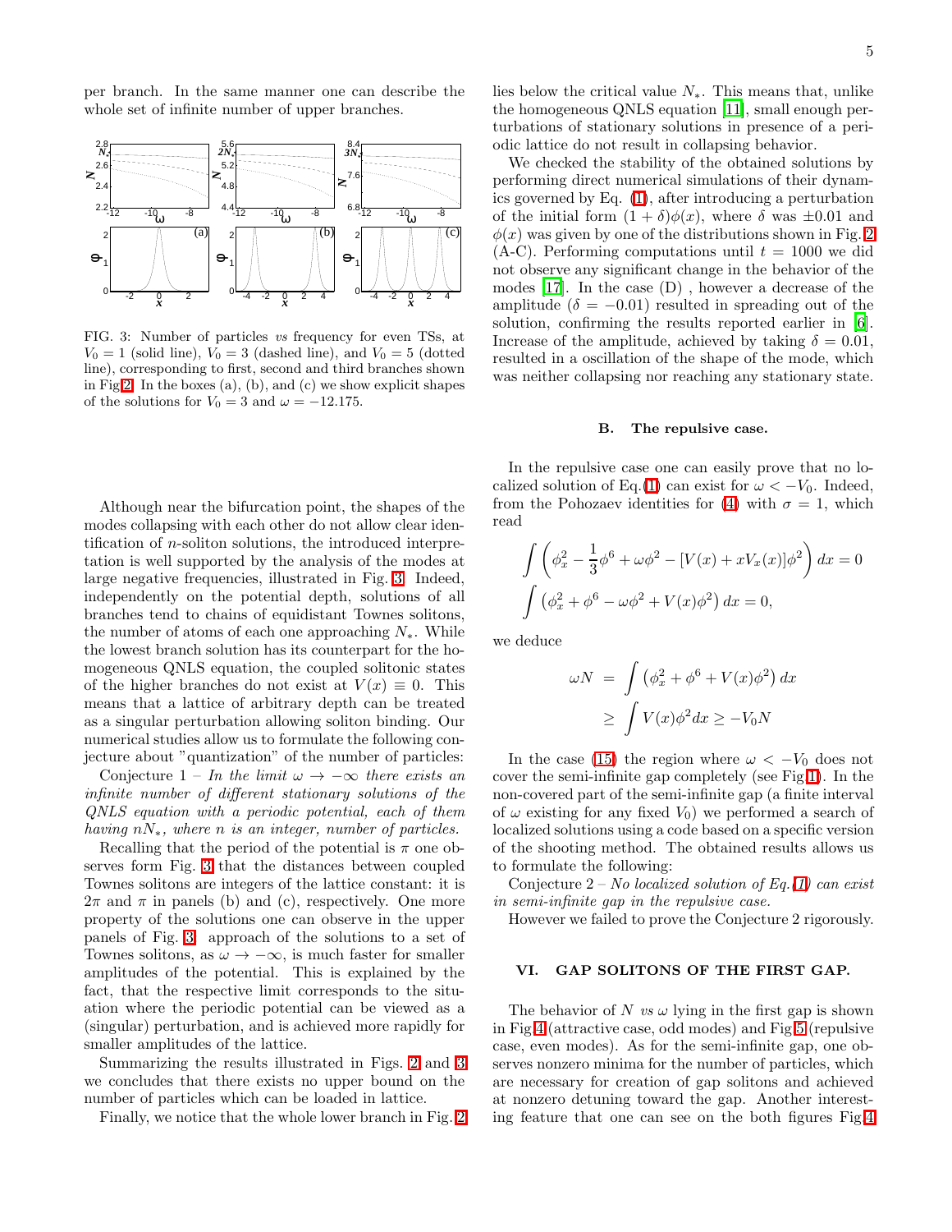per branch. In the same manner one can describe the whole set of infinite number of upper branches.

FIG. 3: Number of particles *vs* frequency for even TSs, at $V_0 = 1$ (solid line), $V_0 = 3$ (dashed line), and $V_0 = 5$ (dotted line), corresponding to first, second and third branches shown in Fig 2. In the boxes (a), (b), and (c) we show explicit shapes of the solutions for $V_0 = 3$ and $\omega = -12.175$.

Although near the bifurcation point, the shapes of the modes collapsing with each other do not allow clear identification of $n$-soliton solutions, the introduced interpretation is well supported by the analysis of the modes at large negative frequencies, illustrated in Fig. 3. Indeed, independently on the potential depth, solutions of all branches tend to chains of equidistant Townes solitons, the number of atoms of each one approaching $N_*$. While the lowest branch solution has its counterpart for the homogeneous QNLS equation, the coupled solitonic states of the higher branches do not exist at $V(x) \equiv 0$. This means that a lattice of arbitrary depth can be treated as a singular perturbation allowing soliton binding. Our numerical studies allow us to formulate the following conjecture about "quantization" of the number of particles:

Conjecture 1 – *In the limit $\omega \to -\infty$ there exists an infinite number of different stationary solutions of the QNLS equation with a periodic potential, each of them having $nN_*$, where $n$ is an integer, number of particles.*

Recalling that the period of the potential is $\pi$ one observes form Fig. 3 that the distances between coupled Townes solitons are integers of the lattice constant: it is $2\pi$ and $\pi$ in panels (b) and (c), respectively. One more property of the solutions one can observe in the upper panels of Fig. 3: approach of the solutions to a set of Townes solitons, as $\omega \to -\infty$, is much faster for smaller amplitudes of the potential. This is explained by the fact, that the respective limit corresponds to the situation where the periodic potential can be viewed as a (singular) perturbation, and is achieved more rapidly for smaller amplitudes of the lattice.

Summarizing the results illustrated in Figs. 2 and 3 we concludes that there exists no upper bound on the number of particles which can be loaded in lattice.

Finally, we notice that the whole lower branch in Fig. 2 lies below the critical value $N_*$. This means that, unlike the homogeneous QNLS equation [11], small enough perturbations of stationary solutions in presence of a periodic lattice do not result in collapsing behavior.

We checked the stability of the obtained solutions by performing direct numerical simulations of their dynamics governed by Eq. (1), after introducing a perturbation of the initial form $(1+\delta)\phi(x)$, where $\delta$ was $\pm 0.01$ and $\phi(x)$ was given by one of the distributions shown in Fig. 2 (A-C). Performing computations until $t = 1000$ we did not observe any significant change in the behavior of the modes [17]. In the case (D) , however a decrease of the amplitude ($\delta = -0.01$) resulted in spreading out of the solution, confirming the results reported earlier in [6]. Increase of the amplitude, achieved by taking $\delta = 0.01$, resulted in a oscillation of the shape of the mode, which was neither collapsing nor reaching any stationary state.

### B. The repulsive case.

In the repulsive case one can easily prove that no localized solution of Eq.(1) can exist for $\omega < -V_0$. Indeed, from the Pohozaev identities for (4) with $\sigma = 1$, which read

$$\int \left(\phi_x^2 - \frac{1}{3}\phi^6 + \omega\phi^2 - [V(x) + xV_x(x)]\phi^2\right) dx = 0$$

$$\int \left(\phi_x^2 + \phi^6 - \omega\phi^2 + V(x)\phi^2\right) dx = 0,$$

we deduce

$$\begin{aligned} \omega N &= \int \left(\phi_x^2 + \phi^6 + V(x)\phi^2\right) dx \\ &\geq \int V(x)\phi^2 dx \geq -V_0 N \end{aligned}$$

In the case (15) the region where $\omega < -V_0$ does not cover the semi-infinite gap completely (see Fig 1). In the non-covered part of the semi-infinite gap (a finite interval of $\omega$ existing for any fixed $V_0$) we performed a search of localized solutions using a code based on a specific version of the shooting method. The obtained results allows us to formulate the following:

Conjecture 2 – *No localized solution of Eq. (1) can exist in semi-infinite gap in the repulsive case.*

However we failed to prove the Conjecture 2 rigorously.

## VI. GAP SOLITONS OF THE FIRST GAP.

The behavior of $N$ *vs* $\omega$ lying in the first gap is shown in Fig 4 (attractive case, odd modes) and Fig 5 (repulsive case, even modes). As for the semi-infinite gap, one observes nonzero minima for the number of particles, which are necessary for creation of gap solitons and achieved at nonzero detuning toward the gap. Another interesting feature that one can see on the both figures Fig 4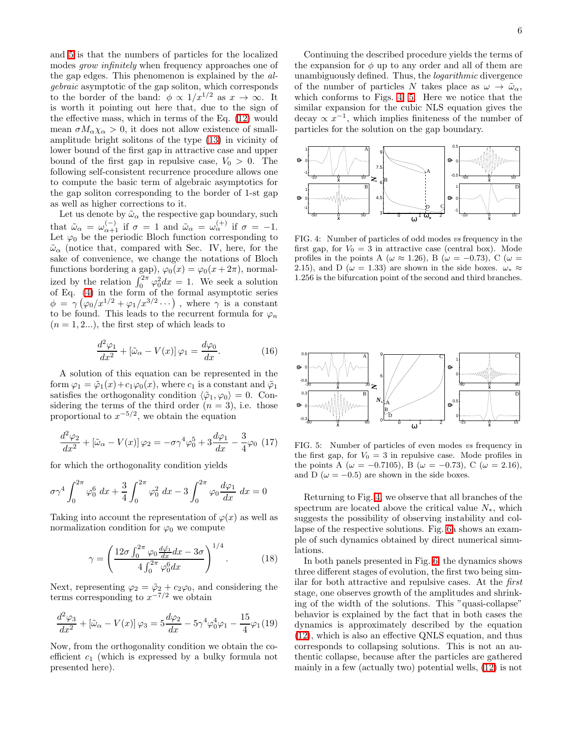and 5 is that the numbers of particles for the localized modes *grow infinitely* when frequency approaches one of the gap edges. This phenomenon is explained by the *algebraic* asymptotic of the gap soliton, which corresponds to the border of the band: $\phi \propto 1/x^{1/2}$ as $x \to \infty$. It is worth it pointing out here that, due to the sign of the effective mass, which in terms of the Eq. (12) would mean $\sigma M_\alpha \chi_\alpha > 0$, it does not allow existence of small-amplitude bright solitons of the type (13) in vicinity of lower bound of the first gap in attractive case and upper bound of the first gap in repulsive case, $V_0 > 0$. The following self-consistent recurrence procedure allows one to compute the basic term of algebraic asymptotics for the gap soliton corresponding to the border of 1-st gap as well as higher corrections to it.

Let us denote by $\tilde{\omega}_\alpha$ the respective gap boundary, such that $\tilde{\omega}_\alpha = \omega_{\alpha+1}^{(-)}$ if $\sigma = 1$ and $\tilde{\omega}_\alpha = \omega_\alpha^{(+)}$ if $\sigma = -1$. Let $\varphi_0$ be the periodic Bloch function corresponding to $\tilde{\omega}_\alpha$ (notice that, compared with Sec. IV, here, for the sake of convenience, we change the notations of Bloch functions bordering a gap), $\varphi_0(x) = \varphi_0(x + 2\pi)$, normalized by the relation $\int_0^{2\pi} \varphi_0^2 dx = 1$. We seek a solution of Eq. (4) in the form of the formal asymptotic series $\phi = \gamma \left(\varphi_0/x^{1/2} + \varphi_1/x^{3/2} \cdots\right)$ , where $\gamma$ is a constant to be found. This leads to the recurrent formula for $\varphi_n$ ($n = 1, 2...$), the first step of which leads to

$$\frac{d^2\varphi_1}{dx^2} + \left[\tilde{\omega}_\alpha - V(x)\right]\varphi_1 = \frac{d\varphi_0}{dx}. \quad (16)$$

A solution of this equation can be represented in the form $\varphi_1 = \tilde{\varphi}_1(x) + c_1\varphi_0(x)$, where $c_1$ is a constant and $\tilde{\varphi}_1$ satisfies the orthogonality condition $\langle \tilde{\varphi}_1, \varphi_0 \rangle = 0$. Considering the terms of the third order ($n = 3$), i.e. those proportional to $x^{-5/2}$, we obtain the equation

$$\frac{d^2\varphi_2}{dx^2} + \left[\tilde{\omega}_\alpha - V(x)\right]\varphi_2 = -\sigma\gamma^4\varphi_0^5 + 3\frac{d\varphi_1}{dx} - \frac{3}{4}\varphi_0 \quad (17)$$

for which the orthogonality condition yields

$$\sigma\gamma^4 \int_0^{2\pi} \varphi_0^6 \, dx + \frac{3}{4}\int_0^{2\pi} \varphi_0^2 \, dx - 3\int_0^{2\pi} \varphi_0 \frac{d\varphi_1}{dx} \, dx = 0$$

Taking into account the representation of $\varphi(x)$ as well as normalization condition for $\varphi_0$ we compute

$$\gamma = \left( \frac{12\sigma \int_0^{2\pi} \varphi_0 \frac{d\tilde{\varphi}_1}{dx} dx - 3\sigma}{4\int_0^{2\pi} \varphi_0^6 dx} \right)^{1/4}. \quad (18)$$

Next, representing $\varphi_2 = \tilde{\varphi}_2 + c_2\varphi_0$, and considering the terms corresponding to $x^{-7/2}$ we obtain

$$\frac{d^2\varphi_3}{dx^2} + \left[\tilde{\omega}_\alpha - V(x)\right]\varphi_3 = 5\frac{d\varphi_2}{dx} - 5\gamma^4\varphi_0^4\varphi_1 - \frac{15}{4}\varphi_1 \quad (19)$$

Now, from the orthogonality condition we obtain the coefficient $c_1$ (which is expressed by a bulky formula not presented here).

Continuing the described procedure yields the terms of the expansion for $\phi$ up to any order and all of them are unambiguously defined. Thus, the *logarithmic* divergence of the number of particles $N$ takes place as $\omega \to \tilde{\omega}_\alpha$, which conforms to Figs. 4, 5. Here we notice that the similar expansion for the cubic NLS equation gives the decay $\propto x^{-1}$, which implies finiteness of the number of particles for the solution on the gap boundary.

FIG. 4: Number of particles of odd modes *vs* frequency in the first gap, for $V_0 = 3$ in attractive case (central box). Mode profiles in the points A ($\omega \approx 1.26$), B ($\omega = -0.73$), C ($\omega = 2.15$), and D ($\omega = 1.33$) are shown in the side boxes. $\omega_* \approx 1.256$ is the bifurcation point of the second and third branches.

FIG. 5: Number of particles of even modes *vs* frequency in the first gap, for $V_0 = 3$ in repulsive case. Mode profiles in the points A ($\omega = -0.7105$), B ($\omega = -0.73$), C ($\omega = 2.16$), and D ($\omega = -0.5$) are shown in the side boxes.

Returning to Fig. 4, we observe that all branches of the spectrum are located above the critical value $N_*$, which suggests the possibility of observing instability and collapse of the respective solutions. Fig. 6a shows an example of such dynamics obtained by direct numerical simulations.

In both panels presented in Fig. 6 the dynamics shows three different stages of evolution, the first two being similar for both attractive and repulsive cases. At the *first* stage, one observes growth of the amplitudes and shrinking of the width of the solutions. This "quasi-collapse" behavior is explained by the fact that in both cases the dynamics is approximately described by the equation (12), which is also an effective QNLS equation, and thus corresponds to collapsing solutions. This is not an authentic collapse, because after the particles are gathered mainly in a few (actually two) potential wells, (12) is not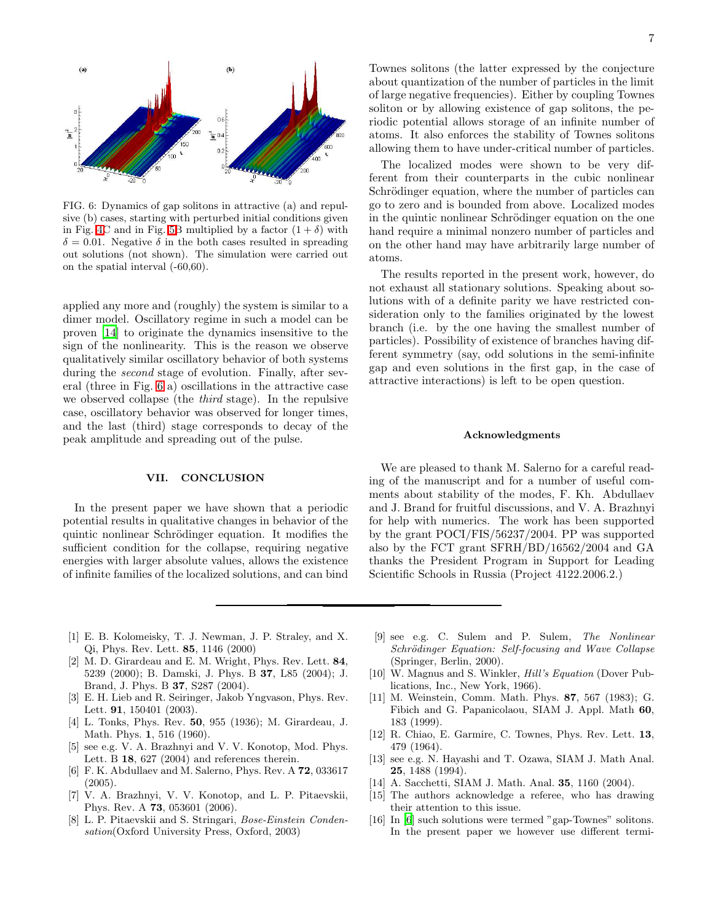FIG. 6: Dynamics of gap solitons in attractive (a) and repulsive (b) cases, starting with perturbed initial conditions given in Fig. 4C and in Fig. 5B multiplied by a factor $(1+\delta)$ with $\delta = 0.01$. Negative $\delta$ in the both cases resulted in spreading out solutions (not shown). The simulation were carried out on the spatial interval (-60,60).

applied any more and (roughly) the system is similar to a dimer model. Oscillatory regime in such a model can be proven [14] to originate the dynamics insensitive to the sign of the nonlinearity. This is the reason we observe qualitatively similar oscillatory behavior of both systems during the *second* stage of evolution. Finally, after several (three in Fig. 6 a) oscillations in the attractive case we observed collapse (the *third* stage). In the repulsive case, oscillatory behavior was observed for longer times, and the last (third) stage corresponds to decay of the peak amplitude and spreading out of the pulse.

## VII. CONCLUSION

In the present paper we have shown that a periodic potential results in qualitative changes in behavior of the quintic nonlinear Schrödinger equation. It modifies the sufficient condition for the collapse, requiring negative energies with larger absolute values, allows the existence of infinite families of the localized solutions, and can bind Townes solitons (the latter expressed by the conjecture about quantization of the number of particles in the limit of large negative frequencies). Either by coupling Townes soliton or by allowing existence of gap solitons, the periodic potential allows storage of an infinite number of atoms. It also enforces the stability of Townes solitons allowing them to have under-critical number of particles.

The localized modes were shown to be very different from their counterparts in the cubic nonlinear Schrödinger equation, where the number of particles can go to zero and is bounded from above. Localized modes in the quintic nonlinear Schrödinger equation on the one hand require a minimal nonzero number of particles and on the other hand may have arbitrarily large number of atoms.

The results reported in the present work, however, do not exhaust all stationary solutions. Speaking about solutions with of a definite parity we have restricted consideration only to the families originated by the lowest branch (i.e. by the one having the smallest number of particles). Possibility of existence of branches having different symmetry (say, odd solutions in the semi-infinite gap and even solutions in the first gap, in the case of attractive interactions) is left to be open question.

### Acknowledgments

We are pleased to thank M. Salerno for a careful reading of the manuscript and for a number of useful comments about stability of the modes, F. Kh. Abdullaev and J. Brand for fruitful discussions, and V. A. Brazhnyi for help with numerics. The work has been supported by the grant POCI/FIS/56237/2004. PP was supported also by the FCT grant SFRH/BD/16562/2004 and GA thanks the President Program in Support for Leading Scientific Schools in Russia (Project 4122.2006.2.)

---

[1] E. B. Kolomeisky, T. J. Newman, J. P. Straley, and X. Qi, Phys. Rev. Lett. **85**, 1146 (2000)

[2] M. D. Girardeau and E. M. Wright, Phys. Rev. Lett. **84**, 5239 (2000); B. Damski, J. Phys. B **37**, L85 (2004); J. Brand, J. Phys. B **37**, S287 (2004).

[3] E. H. Lieb and R. Seiringer, Jakob Yngvason, Phys. Rev. Lett. **91**, 150401 (2003).

[4] L. Tonks, Phys. Rev. **50**, 955 (1936); M. Girardeau, J. Math. Phys. **1**, 516 (1960).

[5] see e.g. V. A. Brazhnyi and V. V. Konotop, Mod. Phys. Lett. B **18**, 627 (2004) and references therein.

[6] F. K. Abdullaev and M. Salerno, Phys. Rev. A **72**, 033617 (2005).

[7] V. A. Brazhnyi, V. V. Konotop, and L. P. Pitaevskii, Phys. Rev. A **73**, 053601 (2006).

[8] L. P. Pitaevskii and S. Stringari, *Bose-Einstein Condensation*(Oxford University Press, Oxford, 2003)

[9] see e.g. C. Sulem and P. Sulem, *The Nonlinear Schrödinger Equation: Self-focusing and Wave Collapse* (Springer, Berlin, 2000).

[10] W. Magnus and S. Winkler, *Hill's Equation* (Dover Publications, Inc., New York, 1966).

[11] M. Weinstein, Comm. Math. Phys. **87**, 567 (1983); G. Fibich and G. Papanicolaou, SIAM J. Appl. Math **60**, 183 (1999).

[12] R. Chiao, E. Garmire, C. Townes, Phys. Rev. Lett. **13**, 479 (1964).

[13] see e.g. N. Hayashi and T. Ozawa, SIAM J. Math Anal. **25**, 1488 (1994).

[14] A. Sacchetti, SIAM J. Math. Anal. **35**, 1160 (2004).

[15] The authors acknowledge a referee, who has drawing their attention to this issue.

[16] In [6] such solutions were termed "gap-Townes" solitons. In the present paper we however use different termi-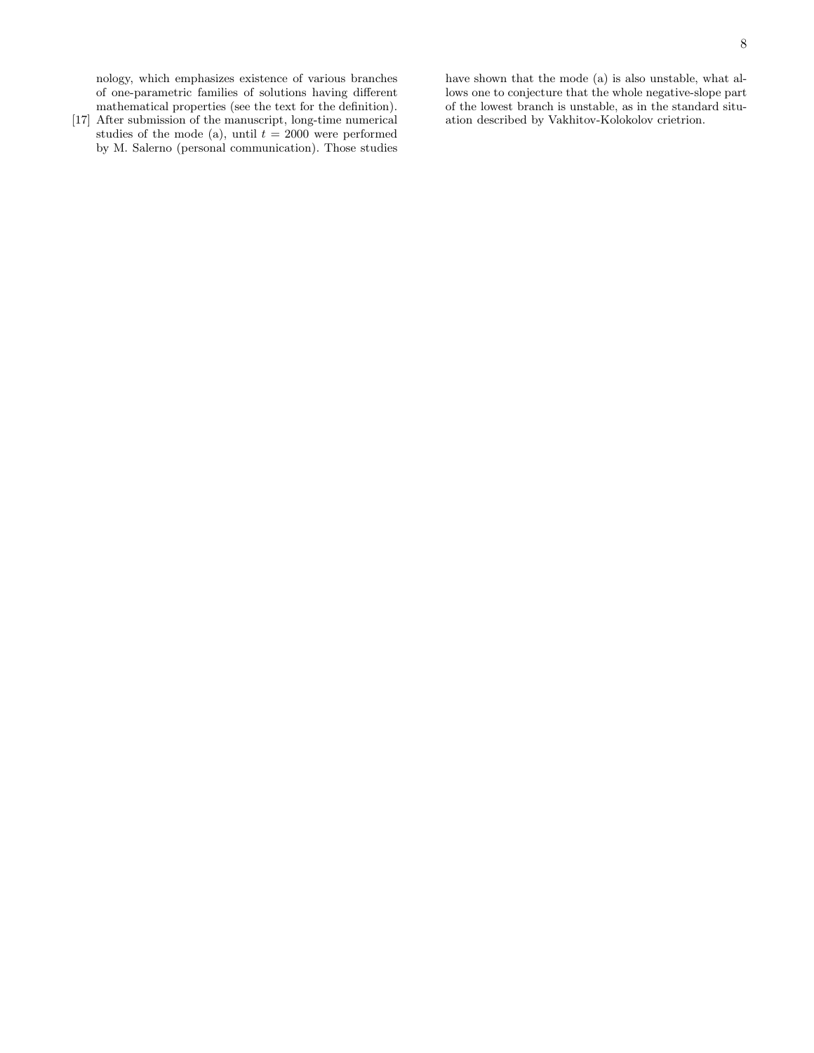nology, which emphasizes existence of various branches of one-parametric families of solutions having different mathematical properties (see the text for the definition).

[17] After submission of the manuscript, long-time numerical studies of the mode (a), until $t = 2000$ were performed by M. Salerno (personal communication). Those studies have shown that the mode (a) is also unstable, what allows one to conjecture that the whole negative-slope part of the lowest branch is unstable, as in the standard situation described by Vakhitov-Kolokolov crietrion.